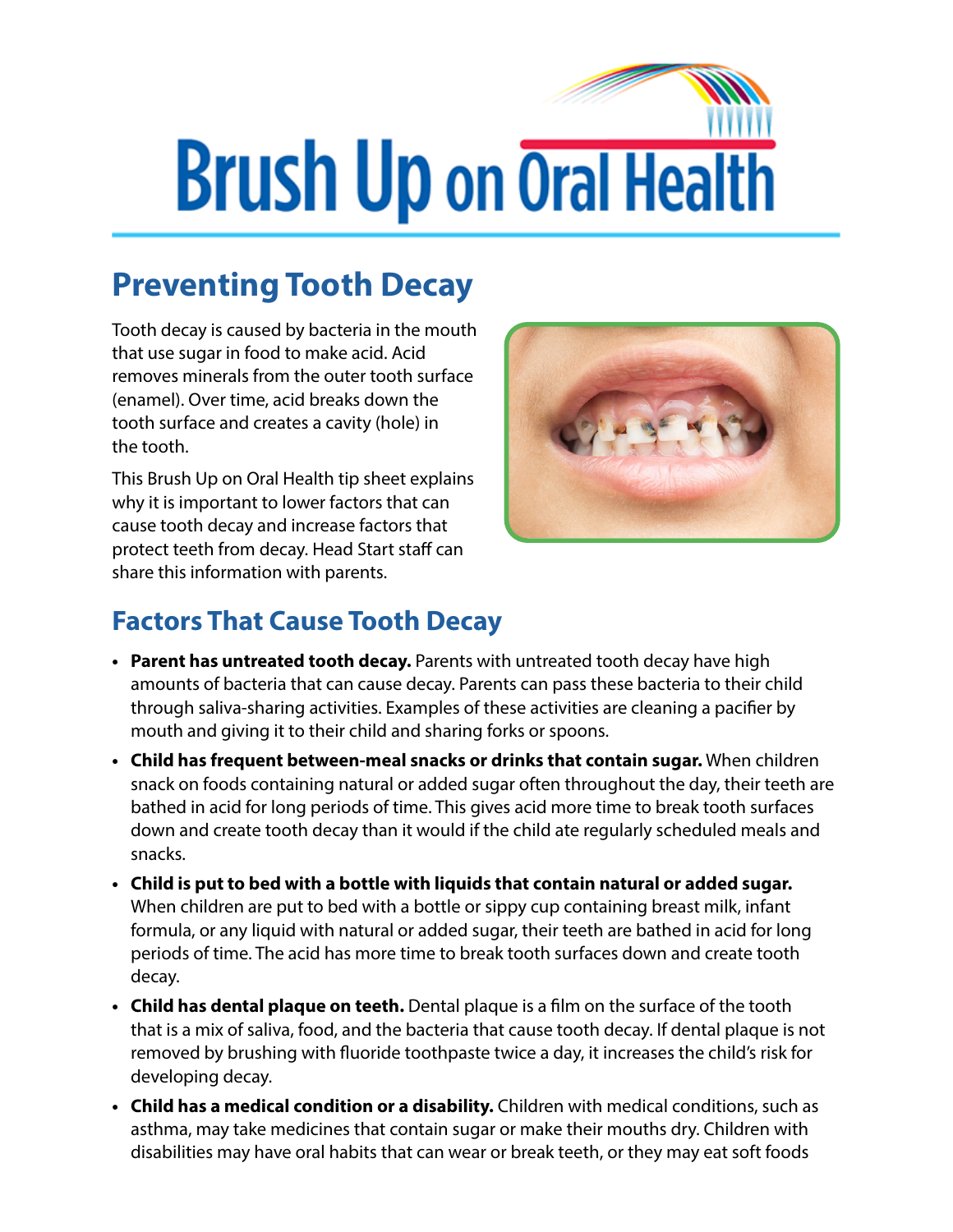# Brush Up on Oral Health

## Preventing Tooth Decay

Tooth decay is caused by bacteria in the mouth that use sugar in food to make acid. Acid removes minerals from the outer tooth surface (enamel). Over time, acid breaks down the tooth surface and creates a cavity (hole) in the tooth.

This Brush Up on Oral Health tip sheet explains why it is important to lower factors that can cause tooth decay and increase factors that protect teeth from decay. Head Start staff can share this information with parents.

### Factors That Cause Tooth Decay

- **Parent has untreated tooth decay.** Parents with untreated tooth decay have high amounts of bacteria that can cause decay. Parents can pass these bacteria to their child through saliva-sharing activities. Examples of these activities are cleaning a pacifier by mouth and giving it to their child and sharing forks or spoons.
- **Child has frequent between-meal snacks or drinks that contain sugar.** When children snack on foods containing natural or added sugar often throughout the day, their teeth are bathed in acid for long periods of time. This gives acid more time to break tooth surfaces down and create tooth decay than it would if the child ate regularly scheduled meals and snacks.
- **Child is put to bed with a bottle with liquids that contain natural or added sugar.** When children are put to bed with a bottle or sippy cup containing breast milk, infant formula, or any liquid with natural or added sugar, their teeth are bathed in acid for long periods of time. The acid has more time to break tooth surfaces down and create tooth decay.
- **Child has dental plaque on teeth.** Dental plaque is a film on the surface of the tooth that is a mix of saliva, food, and the bacteria that cause tooth decay. If dental plaque is not removed by brushing with fluoride toothpaste twice a day, it increases the child's risk for developing decay.
- **Child has a medical condition or a disability.** Children with medical conditions, such as asthma, may take medicines that contain sugar or make their mouths dry. Children with disabilities may have oral habits that can wear or break teeth, or they may eat soft foods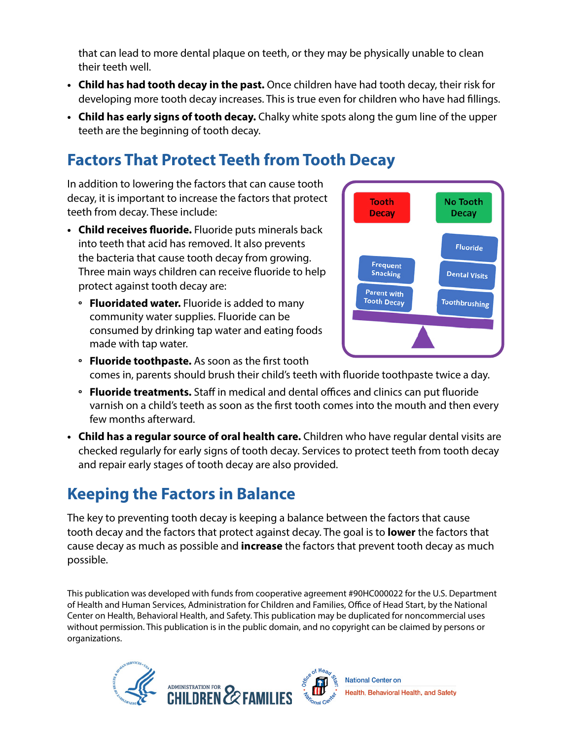that can lead to more dental plaque on teeth, or they may be physically unable to clean their teeth well.

- **Child has had tooth decay in the past.** Once children have had tooth decay, their risk for developing more tooth decay increases. This is true even for children who have had fillings.
- **Child has early signs of tooth decay.** Chalky white spots along the gum line of the upper teeth are the beginning of tooth decay.

## Factors That Protect Teeth from Tooth Decay

In addition to lowering the factors that can cause tooth decay, it is important to increase the factors that protect teeth from decay. These include:

Tooth Decay

No Tooth Decay

Frequent Snacking

Parent with Tooth Decay

Fluoride

Dental Visits

Toothbrushing

- **Child receives fluoride.** Fluoride puts minerals back into teeth that acid has removed. It also prevents the bacteria that cause tooth decay from growing. Three main ways children can receive fluoride to help protect against tooth decay are:
  - **Fluoridated water.** Fluoride is added to many community water supplies. Fluoride can be consumed by drinking tap water and eating foods made with tap water.
  - **Fluoride toothpaste.** As soon as the first tooth comes in, parents should brush their child's teeth with fluoride toothpaste twice a day.
  - **Fluoride treatments.** Staff in medical and dental offices and clinics can put fluoride varnish on a child's teeth as soon as the first tooth comes into the mouth and then every few months afterward.
- **Child has a regular source of oral health care.** Children who have regular dental visits are checked regularly for early signs of tooth decay. Services to protect teeth from tooth decay and repair early stages of tooth decay are also provided.

## Keeping the Factors in Balance

The key to preventing tooth decay is keeping a balance between the factors that cause tooth decay and the factors that protect against decay. The goal is to **lower** the factors that cause decay as much as possible and **increase** the factors that prevent tooth decay as much possible.

This publication was developed with funds from cooperative agreement #90HC000022 for the U.S. Department of Health and Human Services, Administration for Children and Families, Office of Head Start, by the National Center on Health, Behavioral Health, and Safety. This publication may be duplicated for noncommercial uses without permission. This publication is in the public domain, and no copyright can be claimed by persons or organizations.